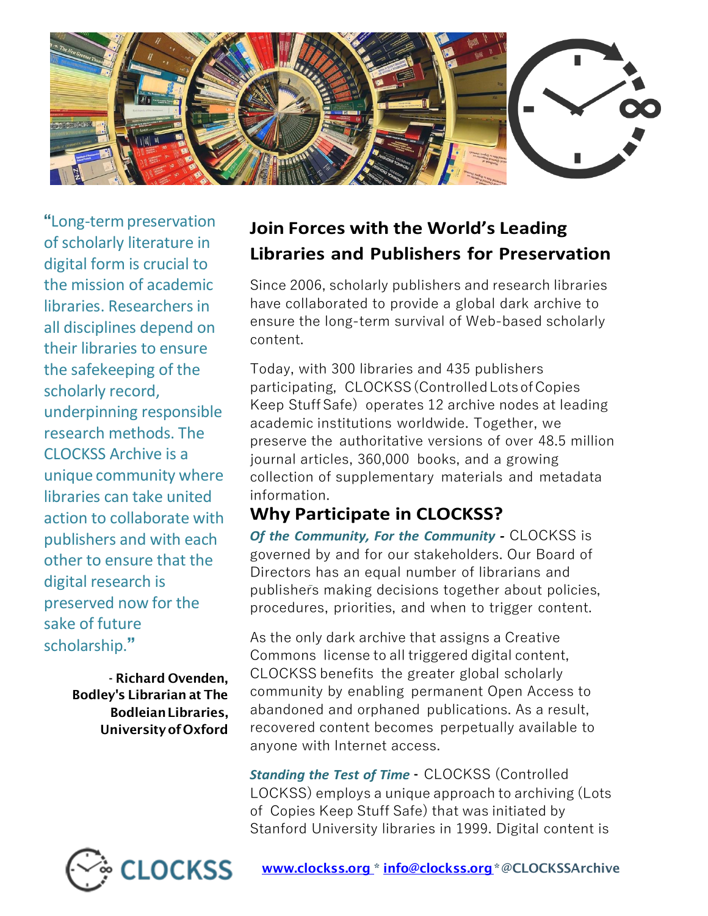"Long-term preservation of scholarly literature in digital form is crucial to the mission of academic libraries. Researchers in all disciplines depend on their libraries to ensure the safekeeping of the scholarly record, underpinning responsible research methods. The CLOCKSS Archive is a unique community where libraries can take united action to collaborate with publishers and with each other to ensure that the digital research is preserved now for the sake of future scholarship."

**- Richard Ovenden, Bodley's Librarian at The Bodleian Libraries, University of Oxford**

## Join Forces with the World's Leading Libraries and Publishers for Preservation

Since 2006, scholarly publishers and research libraries have collaborated to provide a global dark archive to ensure the long-term survival of Web-based scholarly content.

Today, with 300 libraries and 435 publishers participating, CLOCKSS (Controlled Lots of Copies Keep Stuff Safe) operates 12 archive nodes at leading academic institutions worldwide. Together, we preserve the authoritative versions of over 48.5 million journal articles, 360,000 books, and a growing collection of supplementary materials and metadata information.

## Why Participate in CLOCKSS?

***Of the Community, For the Community*** **-** CLOCKSS is governed by and for our stakeholders. Our Board of Directors has an equal number of librarians and publishers making decisions together about policies, procedures, priorities, and when to trigger content.

As the only dark archive that assigns a Creative Commons license to all triggered digital content, CLOCKSS benefits the greater global scholarly community by enabling permanent Open Access to abandoned and orphaned publications. As a result, recovered content becomes perpetually available to anyone with Internet access.

***Standing the Test of Time*** **-** CLOCKSS (Controlled LOCKSS) employs a unique approach to archiving (Lots of Copies Keep Stuff Safe) that was initiated by Stanford University libraries in 1999. Digital content is

CLOCKSS

[www.clockss.org](http://www.clockss.org) * [info@clockss.org](mailto:info@clockss.org) * **@CLOCKSSArchive**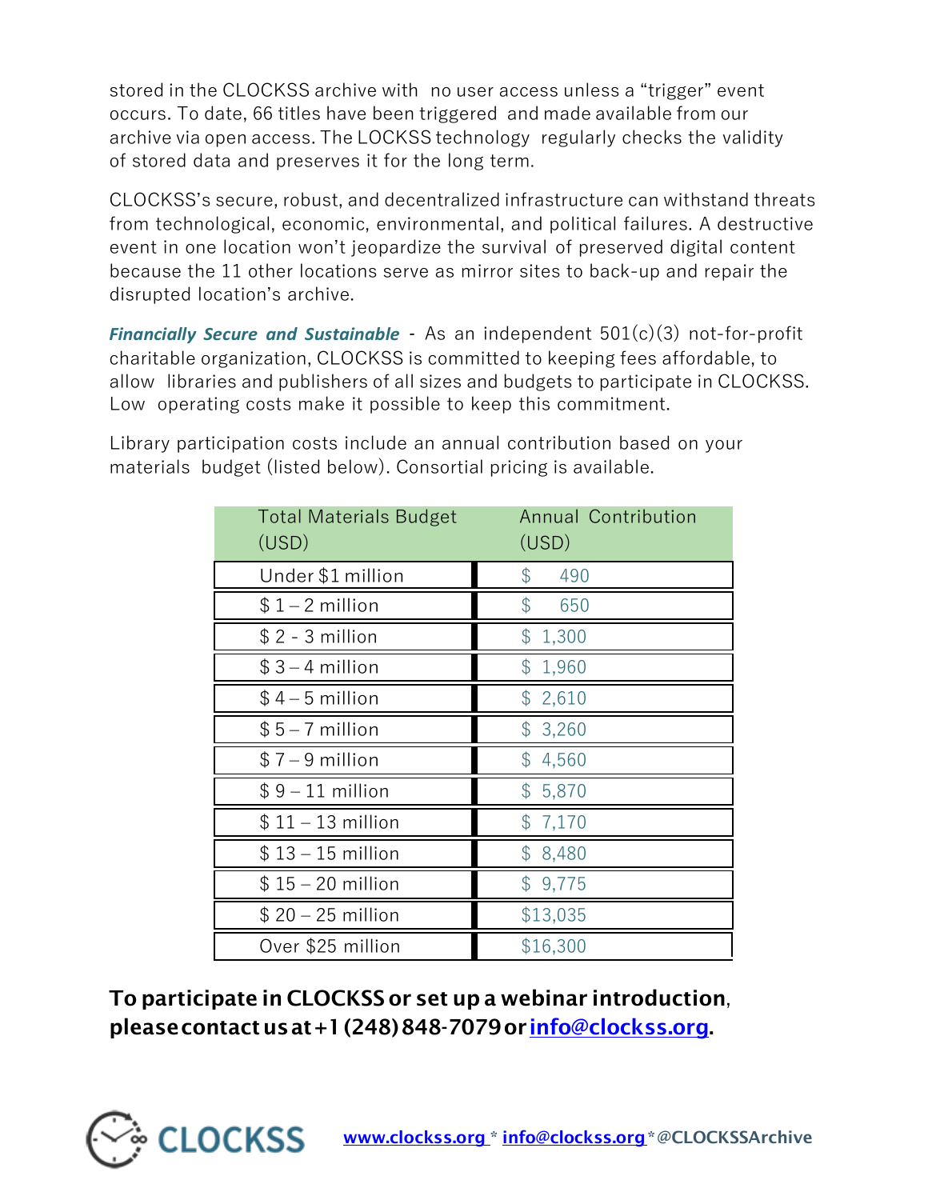stored in the CLOCKSS archive with no user access unless a "trigger" event occurs. To date, 66 titles have been triggered and made available from our archive via open access. The LOCKSS technology regularly checks the validity of stored data and preserves it for the long term.

CLOCKSS's secure, robust, and decentralized infrastructure can withstand threats from technological, economic, environmental, and political failures. A destructive event in one location won't jeopardize the survival of preserved digital content because the 11 other locations serve as mirror sites to back-up and repair the disrupted location's archive.

***Financially Secure and Sustainable*** - As an independent 501(c)(3) not-for-profit charitable organization, CLOCKSS is committed to keeping fees affordable, to allow libraries and publishers of all sizes and budgets to participate in CLOCKSS. Low operating costs make it possible to keep this commitment.

Library participation costs include an annual contribution based on your materials budget (listed below). Consortial pricing is available.

| Total Materials Budget (USD) | Annual Contribution (USD) |
|---|---|
| Under $1 million | $ 490 |
| $ 1 – 2 million | $ 650 |
| $ 2 - 3 million | $ 1,300 |
| $ 3 – 4 million | $ 1,960 |
| $ 4 – 5 million | $ 2,610 |
| $ 5 – 7 million | $ 3,260 |
| $ 7 – 9 million | $ 4,560 |
| $ 9 – 11 million | $ 5,870 |
| $ 11 – 13 million | $ 7,170 |
| $ 13 – 15 million | $ 8,480 |
| $ 15 – 20 million | $ 9,775 |
| $ 20 – 25 million | $13,035 |
| Over $25 million | $16,300 |

**To participate in CLOCKSS or set up a webinar introduction, please contact us at +1 (248) 848-7079 or info@clockss.org.**

CLOCKSS www.clockss.org * info@clockss.org * @CLOCKSSArchive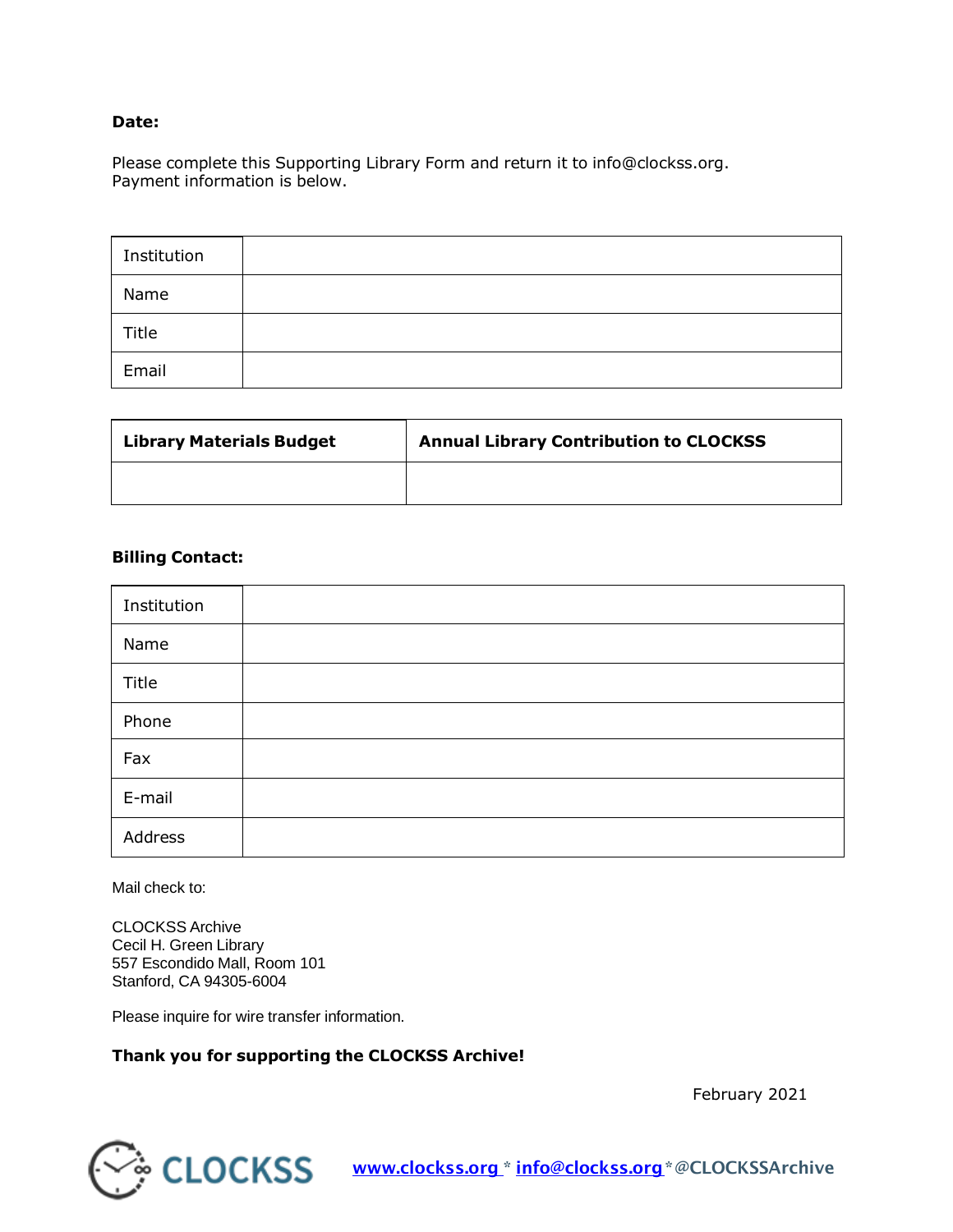**Date:**

Please complete this Supporting Library Form and return it to info@clockss.org.
Payment information is below.

| | |
|---|---|
| Institution | |
| Name | |
| Title | |
| Email | |

| **Library Materials Budget** | **Annual Library Contribution to CLOCKSS** |
|---|---|
| | |

**Billing Contact:**

| | |
|---|---|
| Institution | |
| Name | |
| Title | |
| Phone | |
| Fax | |
| E-mail | |
| Address | |

Mail check to:

CLOCKSS Archive
Cecil H. Green Library
557 Escondido Mall, Room 101
Stanford, CA 94305-6004

Please inquire for wire transfer information.

**Thank you for supporting the CLOCKSS Archive!**

February 2021

CLOCKSS www.clockss.org * info@clockss.org * @CLOCKSSArchive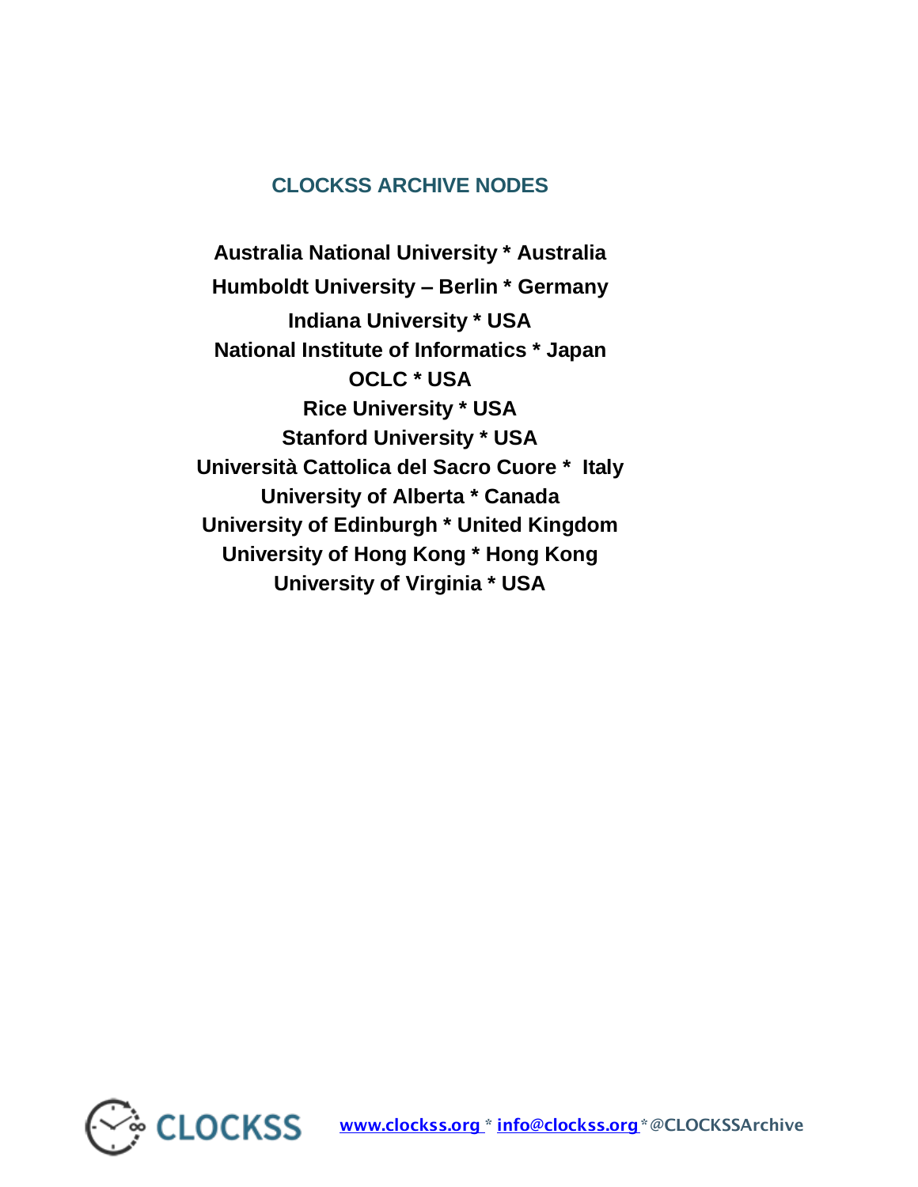## CLOCKSS ARCHIVE NODES

**Australia National University * Australia**

**Humboldt University – Berlin * Germany**

**Indiana University * USA**

**National Institute of Informatics * Japan**

**OCLC * USA**

**Rice University * USA**

**Stanford University * USA**

**Università Cattolica del Sacro Cuore * Italy**

**University of Alberta * Canada**

**University of Edinburgh * United Kingdom**

**University of Hong Kong * Hong Kong**

**University of Virginia * USA**

CLOCKSS [www.clockss.org](http://www.clockss.org) * [info@clockss.org](mailto:info@clockss.org) * @CLOCKSSArchive